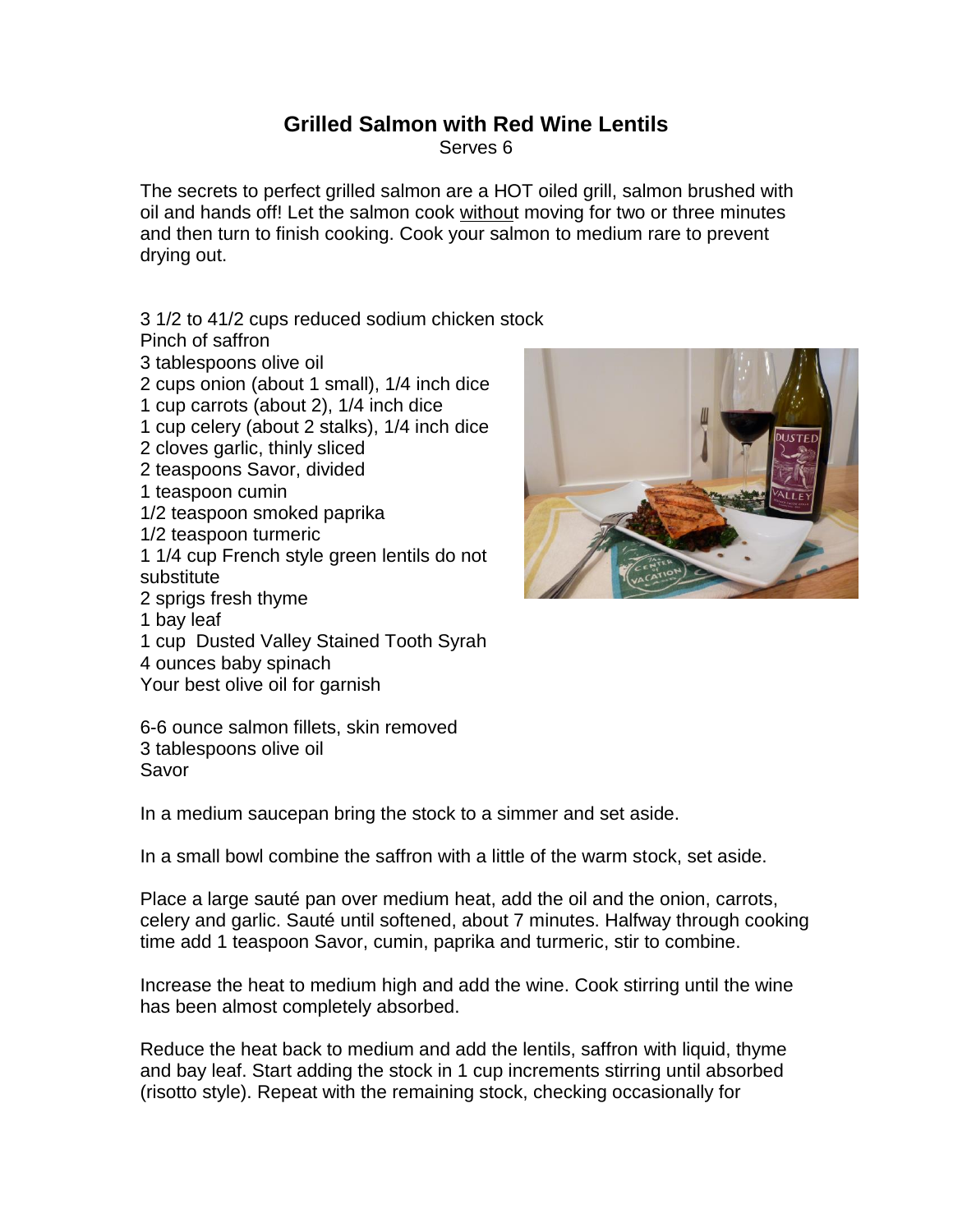# Grilled Salmon with Red Wine Lentils

Serves 6

The secrets to perfect grilled salmon are a HOT oiled grill, salmon brushed with oil and hands off! Let the salmon cook without moving for two or three minutes and then turn to finish cooking. Cook your salmon to medium rare to prevent drying out.

3 1/2 to 41/2 cups reduced sodium chicken stock
Pinch of saffron
3 tablespoons olive oil
2 cups onion (about 1 small), 1/4 inch dice
1 cup carrots (about 2), 1/4 inch dice
1 cup celery (about 2 stalks), 1/4 inch dice
2 cloves garlic, thinly sliced
2 teaspoons Savor, divided
1 teaspoon cumin
1/2 teaspoon smoked paprika
1/2 teaspoon turmeric
1 1/4 cup French style green lentils do not substitute
2 sprigs fresh thyme
1 bay leaf
1 cup Dusted Valley Stained Tooth Syrah
4 ounces baby spinach
Your best olive oil for garnish

6-6 ounce salmon fillets, skin removed
3 tablespoons olive oil
Savor

In a medium saucepan bring the stock to a simmer and set aside.

In a small bowl combine the saffron with a little of the warm stock, set aside.

Place a large sauté pan over medium heat, add the oil and the onion, carrots, celery and garlic. Sauté until softened, about 7 minutes. Halfway through cooking time add 1 teaspoon Savor, cumin, paprika and turmeric, stir to combine.

Increase the heat to medium high and add the wine. Cook stirring until the wine has been almost completely absorbed.

Reduce the heat back to medium and add the lentils, saffron with liquid, thyme and bay leaf. Start adding the stock in 1 cup increments stirring until absorbed (risotto style). Repeat with the remaining stock, checking occasionally for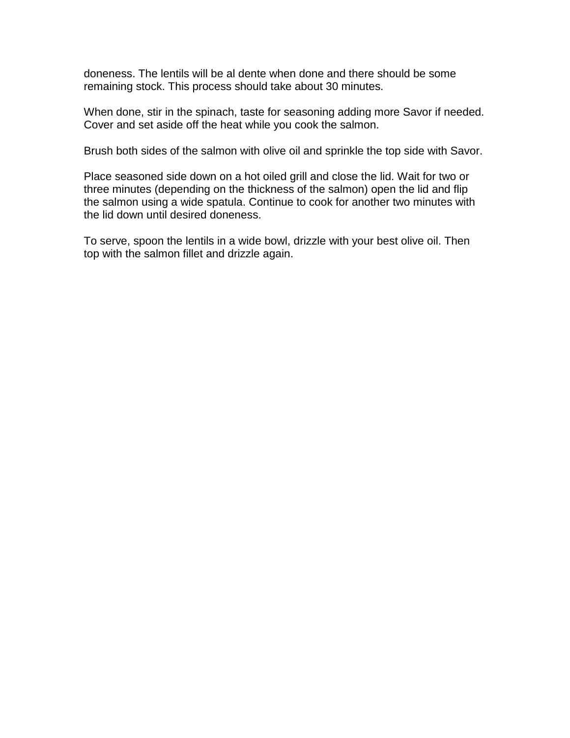doneness. The lentils will be al dente when done and there should be some remaining stock. This process should take about 30 minutes.

When done, stir in the spinach, taste for seasoning adding more Savor if needed. Cover and set aside off the heat while you cook the salmon.

Brush both sides of the salmon with olive oil and sprinkle the top side with Savor.

Place seasoned side down on a hot oiled grill and close the lid. Wait for two or three minutes (depending on the thickness of the salmon) open the lid and flip the salmon using a wide spatula. Continue to cook for another two minutes with the lid down until desired doneness.

To serve, spoon the lentils in a wide bowl, drizzle with your best olive oil. Then top with the salmon fillet and drizzle again.